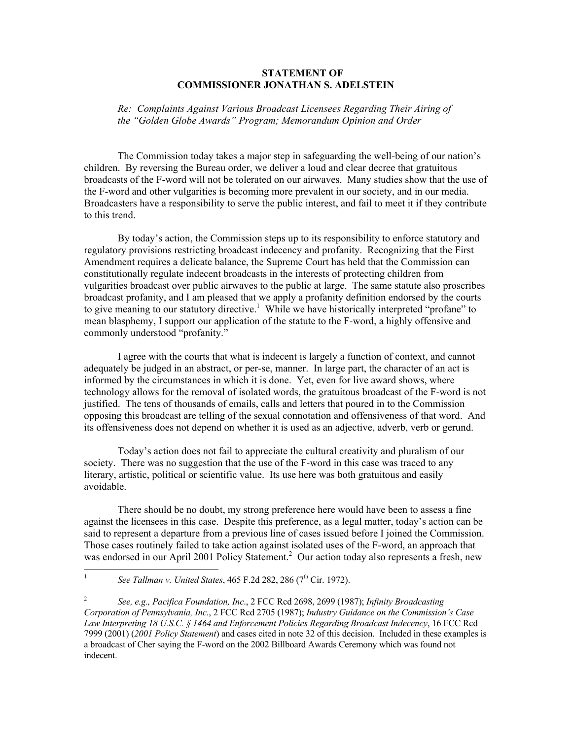# STATEMENT OF
# COMMISSIONER JONATHAN S. ADELSTEIN

*Re: Complaints Against Various Broadcast Licensees Regarding Their Airing of the "Golden Globe Awards" Program; Memorandum Opinion and Order*

The Commission today takes a major step in safeguarding the well-being of our nation's children. By reversing the Bureau order, we deliver a loud and clear decree that gratuitous broadcasts of the F-word will not be tolerated on our airwaves. Many studies show that the use of the F-word and other vulgarities is becoming more prevalent in our society, and in our media. Broadcasters have a responsibility to serve the public interest, and fail to meet it if they contribute to this trend.

By today's action, the Commission steps up to its responsibility to enforce statutory and regulatory provisions restricting broadcast indecency and profanity. Recognizing that the First Amendment requires a delicate balance, the Supreme Court has held that the Commission can constitutionally regulate indecent broadcasts in the interests of protecting children from vulgarities broadcast over public airwaves to the public at large. The same statute also proscribes broadcast profanity, and I am pleased that we apply a profanity definition endorsed by the courts to give meaning to our statutory directive.[1] While we have historically interpreted "profane" to mean blasphemy, I support our application of the statute to the F-word, a highly offensive and commonly understood "profanity."

I agree with the courts that what is indecent is largely a function of context, and cannot adequately be judged in an abstract, or per-se, manner. In large part, the character of an act is informed by the circumstances in which it is done. Yet, even for live award shows, where technology allows for the removal of isolated words, the gratuitous broadcast of the F-word is not justified. The tens of thousands of emails, calls and letters that poured in to the Commission opposing this broadcast are telling of the sexual connotation and offensiveness of that word. And its offensiveness does not depend on whether it is used as an adjective, adverb, verb or gerund.

Today's action does not fail to appreciate the cultural creativity and pluralism of our society. There was no suggestion that the use of the F-word in this case was traced to any literary, artistic, political or scientific value. Its use here was both gratuitous and easily avoidable.

There should be no doubt, my strong preference here would have been to assess a fine against the licensees in this case. Despite this preference, as a legal matter, today's action can be said to represent a departure from a previous line of cases issued before I joined the Commission. Those cases routinely failed to take action against isolated uses of the F-word, an approach that was endorsed in our April 2001 Policy Statement.[2] Our action today also represents a fresh, new

---

[1] *See Tallman v. United States*, 465 F.2d 282, 286 (7th Cir. 1972).

[2] *See, e.g., Pacifica Foundation, Inc*., 2 FCC Rcd 2698, 2699 (1987); *Infinity Broadcasting Corporation of Pennsylvania, Inc*., 2 FCC Rcd 2705 (1987); *Industry Guidance on the Commission's Case Law Interpreting 18 U.S.C. § 1464 and Enforcement Policies Regarding Broadcast Indecency*, 16 FCC Rcd 7999 (2001) (*2001 Policy Statement*) and cases cited in note 32 of this decision. Included in these examples is a broadcast of Cher saying the F-word on the 2002 Billboard Awards Ceremony which was found not indecent.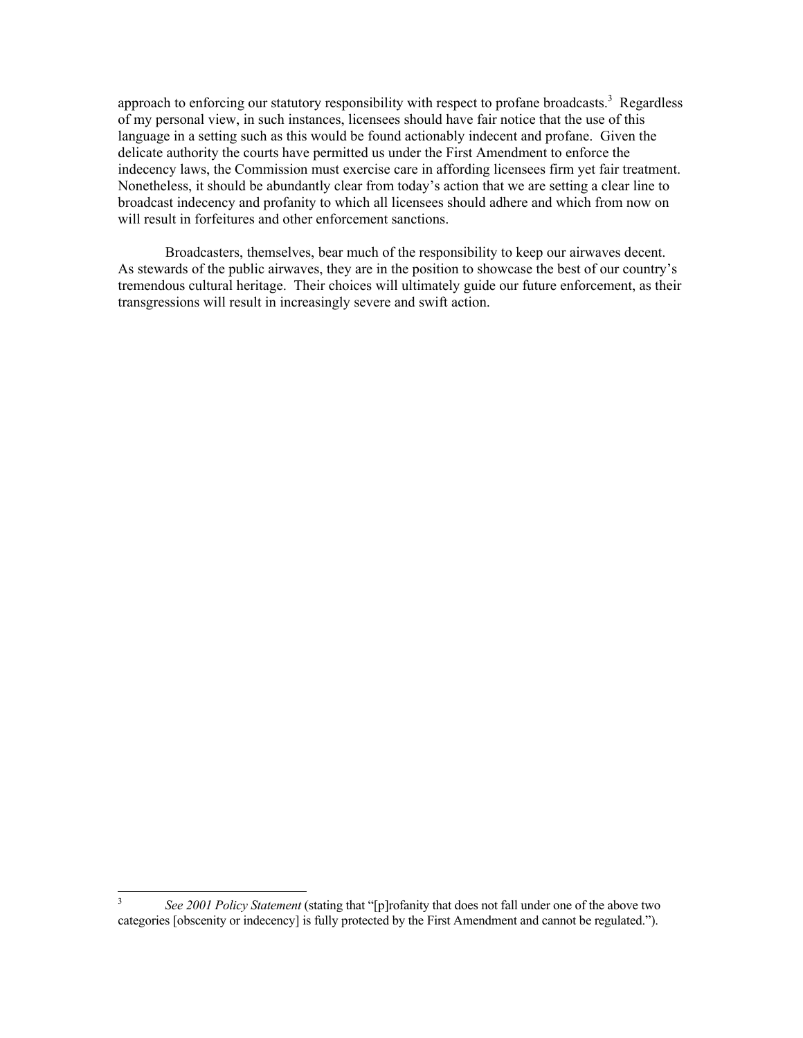approach to enforcing our statutory responsibility with respect to profane broadcasts.[3] Regardless of my personal view, in such instances, licensees should have fair notice that the use of this language in a setting such as this would be found actionably indecent and profane. Given the delicate authority the courts have permitted us under the First Amendment to enforce the indecency laws, the Commission must exercise care in affording licensees firm yet fair treatment. Nonetheless, it should be abundantly clear from today's action that we are setting a clear line to broadcast indecency and profanity to which all licensees should adhere and which from now on will result in forfeitures and other enforcement sanctions.

Broadcasters, themselves, bear much of the responsibility to keep our airwaves decent. As stewards of the public airwaves, they are in the position to showcase the best of our country's tremendous cultural heritage. Their choices will ultimately guide our future enforcement, as their transgressions will result in increasingly severe and swift action.

---

[3] *See 2001 Policy Statement* (stating that "[p]rofanity that does not fall under one of the above two categories [obscenity or indecency] is fully protected by the First Amendment and cannot be regulated.").